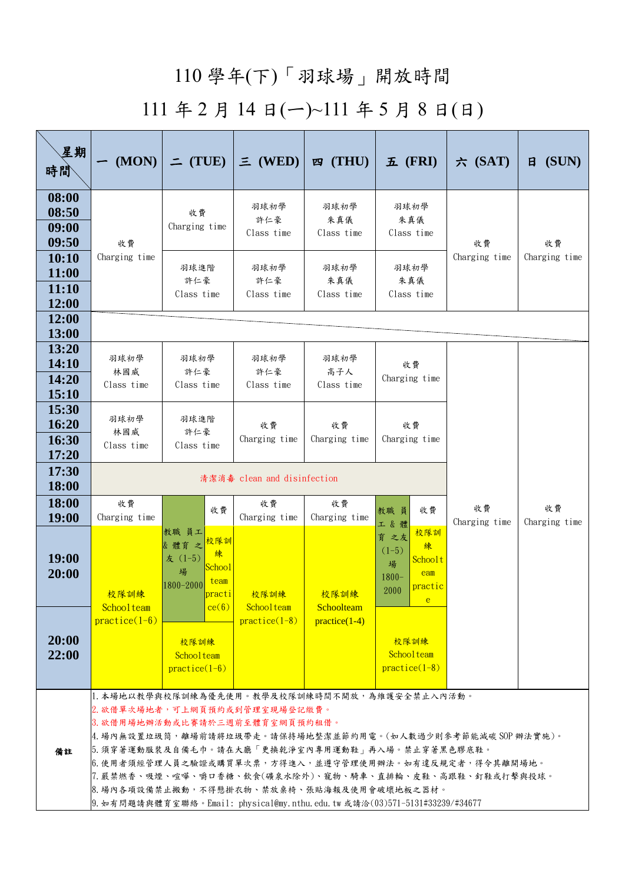# 110 學年(下)「羽球場」開放時間

## 111 年 2 月 14 日(一)~111 年 5 月 8 日(日)

| 星期<br>時間 | 一 (MON) | 二 (TUE) | 三 (WED) | 四 (THU) | 五 (FRI) | 六 (SAT) | 日 (SUN) |
|---|---|---|---|---|---|---|---|
| 08:00<br>08:50 | 收費<br>Charging time | 收費<br>Charging time | 羽球初學<br>許仁豪<br>Class time | 羽球初學<br>朱真儀<br>Class time | 羽球初學<br>朱真儀<br>Class time | 收費<br>Charging time | 收費<br>Charging time |
| 09:00<br>09:50 | | | | | | | |
| 10:10<br>11:00 | | 羽球進階<br>許仁豪<br>Class time | 羽球初學<br>許仁豪<br>Class time | 羽球初學<br>朱真儀<br>Class time | 羽球初學<br>朱真儀<br>Class time | | |
| 11:10<br>12:00 | | | | | | | |
| 12:00<br>13:00 | | | | | | | |
| 13:20<br>14:10 | 羽球初學<br>林國威<br>Class time | 羽球初學<br>許仁豪<br>Class time | 羽球初學<br>許仁豪<br>Class time | 羽球初學<br>高子人<br>Class time | 收費<br>Charging time | 收費<br>Charging time | 收費<br>Charging time |
| 14:20<br>15:10 | | | | | | | |
| 15:30<br>16:20 | 羽球初學<br>林國威<br>Class time | 羽球進階<br>許仁豪<br>Class time | 收費<br>Charging time | 收費<br>Charging time | 收費<br>Charging time | | |
| 16:30<br>17:20 | | | | | | | |
| 17:30<br>18:00 | 清潔消毒 clean and disinfection | | | | | | |
| 18:00<br>19:00 | 收費<br>Charging time | 教職員工&體育之友(1-5)場 1800-2000 ／ 收費 | 收費<br>Charging time | 收費<br>Charging time | 教職員工&體育之友(1-5)場 1800-2000 ／ 收費 | | |
| 19:00<br>20:00 | 校隊訓練<br>Schoolteam practice(1-6) | 教職員工&體育之友(1-5)場 1800-2000 ／ 校隊訓練 School team practice(6) | 校隊訓練<br>Schoolteam practice(1-8) | 校隊訓練<br>Schoolteam practice(1-4) | 教職員工&體育之友(1-5)場 1800-2000 ／ 校隊訓練 Schoolteam practice | | |
| 20:00<br>22:00 | | 校隊訓練<br>Schoolteam practice(1-6) | | | 校隊訓練<br>Schoolteam practice(1-8) | | |

**備註**

1. 本場地以教學與校隊訓練為優先使用。教學及校隊訓練時間不開放，為維護安全禁止入內活動。
2. 欲借單次場地者，可上網頁預約或到管理室現場登記繳費。
3. 欲借用場地辦活動或比賽請於三週前至體育室網頁預約租借。
4. 場內無設置垃圾筒，離場前請將垃圾帶走。請保持場地整潔並節約用電。(如人數過少則參考節能減碳 SOP 辦法實施)。
5. 須穿著運動服裝及自備毛巾。請在大廳「更換乾淨室內專用運動鞋」再入場。禁止穿著黑色膠底鞋。
6. 使用者須經管理人員之驗證或購買單次票，方得進入，並遵守管理使用辦法。如有違反規定者，得令其離開場地。
7. 嚴禁燃香、吸煙、喧嘩、嚼口香糖、飲食(礦泉水除外)、寵物、騎車、直排輪、皮鞋、高跟鞋、釘鞋或打擊與投球。
8. 場內各項設備禁止搬動，不得懸掛衣物、禁放桌椅、張貼海報及使用會破壞地板之器材。
9. 如有問題請與體育室聯絡。Email: physical@my.nthu.edu.tw 或請洽(03)571-5131#33239/#34677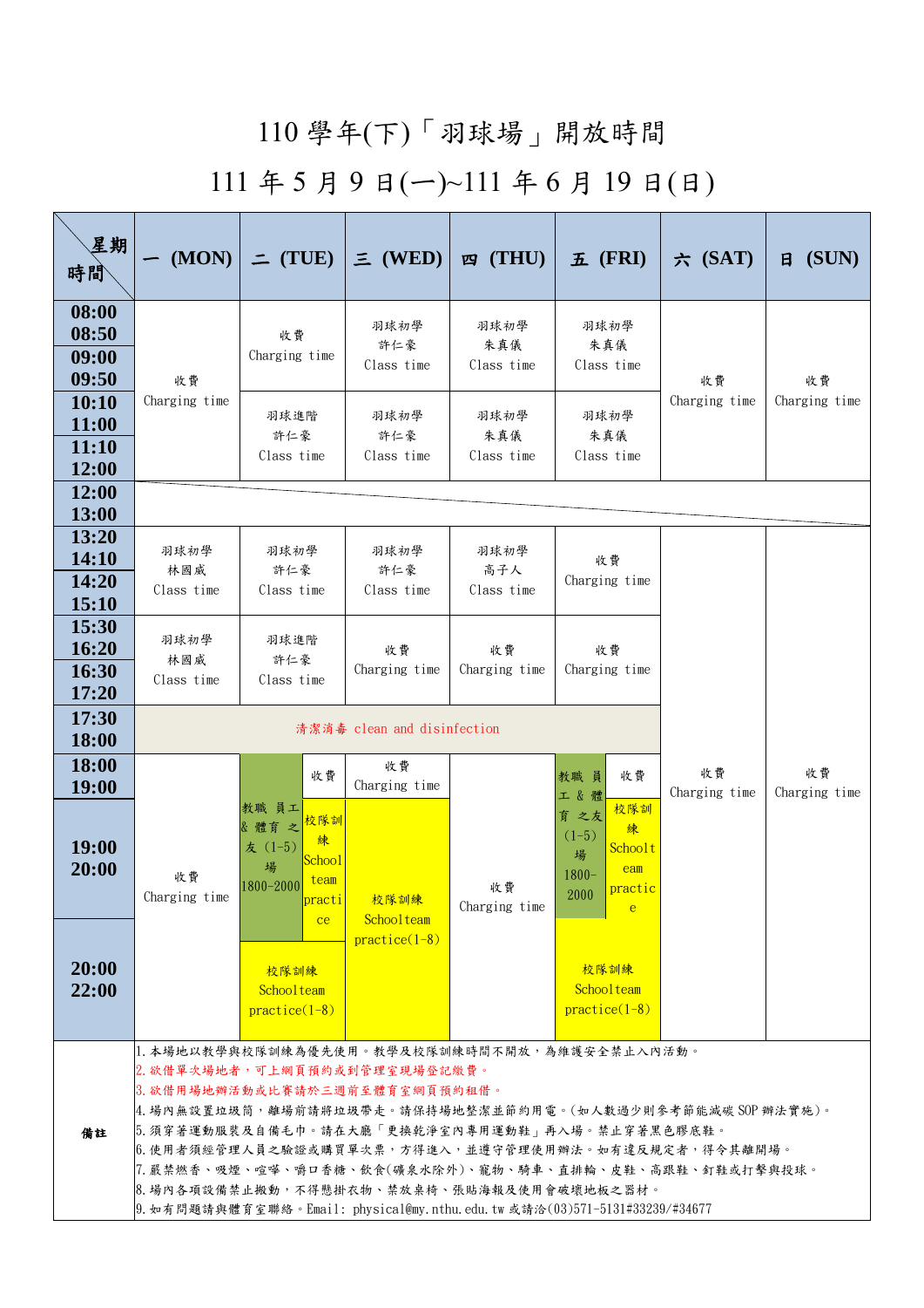# 110 學年(下)「羽球場」開放時間

## 111 年 5 月 9 日(一)~111 年 6 月 19 日(日)

| 星期 / 時間 | 一 (MON) | 二 (TUE) | 三 (WED) | 四 (THU) | 五 (FRI) | 六 (SAT) | 日 (SUN) |
|---|---|---|---|---|---|---|---|
| 08:00 08:50 | 收費 Charging time | 收費 Charging time | 羽球初學 許仁豪 Class time | 羽球初學 朱真儀 Class time | 羽球初學 朱真儀 Class time | 收費 Charging time | 收費 Charging time |
| 09:00 09:50 | | | | | | | |
| 10:10 11:00 | | 羽球進階 許仁豪 Class time | 羽球初學 許仁豪 Class time | 羽球初學 朱真儀 Class time | 羽球初學 朱真儀 Class time | | |
| 11:10 12:00 | | | | | | | |
| 12:00 13:00 | | | | | | | |
| 13:20 14:10 | 羽球初學 林國威 Class time | 羽球初學 許仁豪 Class time | 羽球初學 許仁豪 Class time | 羽球初學 高子人 Class time | 收費 Charging time | 收費 Charging time | 收費 Charging time |
| 14:20 15:10 | | | | | | | |
| 15:30 16:20 | 羽球初學 林國威 Class time | 羽球進階 許仁豪 Class time | 收費 Charging time | 收費 Charging time | 收費 Charging time | | |
| 16:30 17:20 | | | | | | | |
| 17:30 18:00 | 清潔消毒 clean and disinfection | | | | | | |
| 18:00 19:00 | 收費 Charging time | 教職員工&體育之友(1-5)場 1800-2000 / 收費 | 收費 Charging time | 收費 Charging time | 教職員工&體育之友(1-5)場 1800-2000 / 收費 | | |
| 19:00 20:00 | | 教職員工&體育之友(1-5)場 1800-2000 / 校隊訓練 School team practice | 校隊訓練 Schoolteam practice(1-8) | | 教職員工&體育之友(1-5)場 1800-2000 / 校隊訓練 School team practice | | |
| 20:00 22:00 | | 校隊訓練 Schoolteam practice(1-8) | | | 校隊訓練 Schoolteam practice(1-8) | | |

**備註**

1. 本場地以教學與校隊訓練為優先使用。教學及校隊訓練時間不開放，為維護安全禁止入內活動。
2. 欲借單次場地者，可上網頁預約或到管理室現場登記繳費。
3. 欲借用場地辦活動或比賽請於三週前至體育室網頁預約租借。
4. 場內無設置垃圾筒，離場前請將垃圾帶走。請保持場地整潔並節約用電。(如人數過少則參考節能減碳 SOP 辦法實施)。
5. 須穿著運動服裝及自備毛巾。請在大廳「更換乾淨室內專用運動鞋」再入場。禁止穿著黑色膠底鞋。
6. 使用者須經管理人員之驗證或購買單次票，方得進入，並遵守管理使用辦法。如有違反規定者，得令其離開場。
7. 嚴禁燃香、吸煙、喧嘩、嚼口香糖、飲食(礦泉水除外)、寵物、騎車、直排輪、皮鞋、高跟鞋、釘鞋或打擊與投球。
8. 場內各項設備禁止搬動，不得懸掛衣物、禁放桌椅、張貼海報及使用會破壞地板之器材。
9. 如有問題請與體育室聯絡。Email: physical@my.nthu.edu.tw 或請洽(03)571-5131#33239/#34677